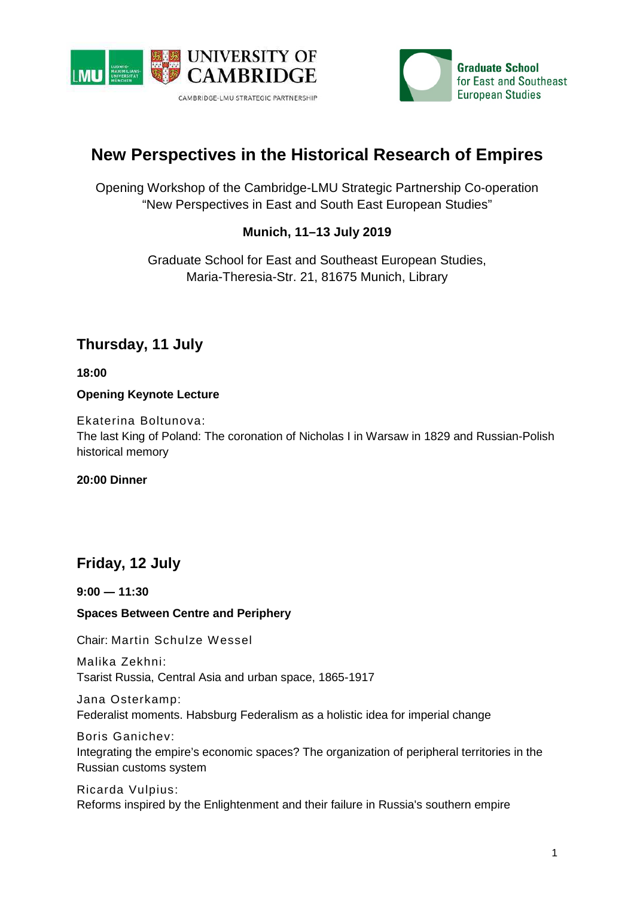# New Perspectives in the Historical Research of Empires

Opening Workshop of the Cambridge-LMU Strategic Partnership Co-operation
"New Perspectives in East and South East European Studies"

**Munich, 11–13 July 2019**

Graduate School for East and Southeast European Studies,
Maria-Theresia-Str. 21, 81675 Munich, Library

## Thursday, 11 July

**18:00**

**Opening Keynote Lecture**

Ekaterina Boltunova:
The last King of Poland: The coronation of Nicholas I in Warsaw in 1829 and Russian-Polish historical memory

**20:00 Dinner**

## Friday, 12 July

**9:00 — 11:30**

**Spaces Between Centre and Periphery**

Chair: Martin Schulze Wessel

Malika Zekhni:
Tsarist Russia, Central Asia and urban space, 1865-1917

Jana Osterkamp:
Federalist moments. Habsburg Federalism as a holistic idea for imperial change

Boris Ganichev:
Integrating the empire's economic spaces? The organization of peripheral territories in the Russian customs system

Ricarda Vulpius:
Reforms inspired by the Enlightenment and their failure in Russia's southern empire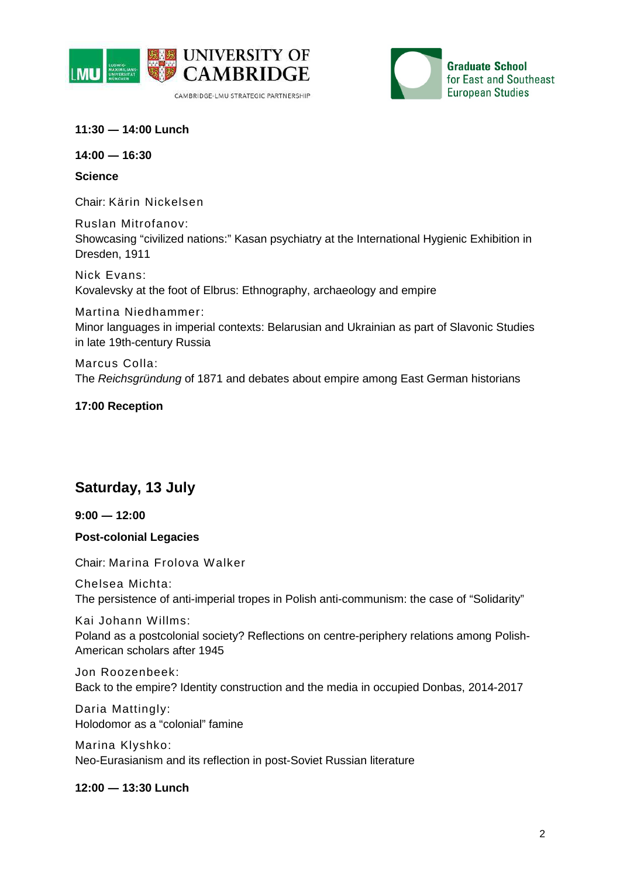**11:30 — 14:00 Lunch**

**14:00 — 16:30**

**Science**

Chair: Kärin Nickelsen

Ruslan Mitrofanov:
Showcasing "civilized nations:" Kasan psychiatry at the International Hygienic Exhibition in Dresden, 1911

Nick Evans:
Kovalevsky at the foot of Elbrus: Ethnography, archaeology and empire

Martina Niedhammer:
Minor languages in imperial contexts: Belarusian and Ukrainian as part of Slavonic Studies in late 19th-century Russia

Marcus Colla:
The *Reichsgründung* of 1871 and debates about empire among East German historians

**17:00 Reception**

## Saturday, 13 July

**9:00 — 12:00**

**Post-colonial Legacies**

Chair: Marina Frolova Walker

Chelsea Michta:
The persistence of anti-imperial tropes in Polish anti-communism: the case of "Solidarity"

Kai Johann Willms:
Poland as a postcolonial society? Reflections on centre-periphery relations among Polish-American scholars after 1945

Jon Roozenbeek:
Back to the empire? Identity construction and the media in occupied Donbas, 2014-2017

Daria Mattingly:
Holodomor as a "colonial" famine

Marina Klyshko:
Neo-Eurasianism and its reflection in post-Soviet Russian literature

**12:00 — 13:30 Lunch**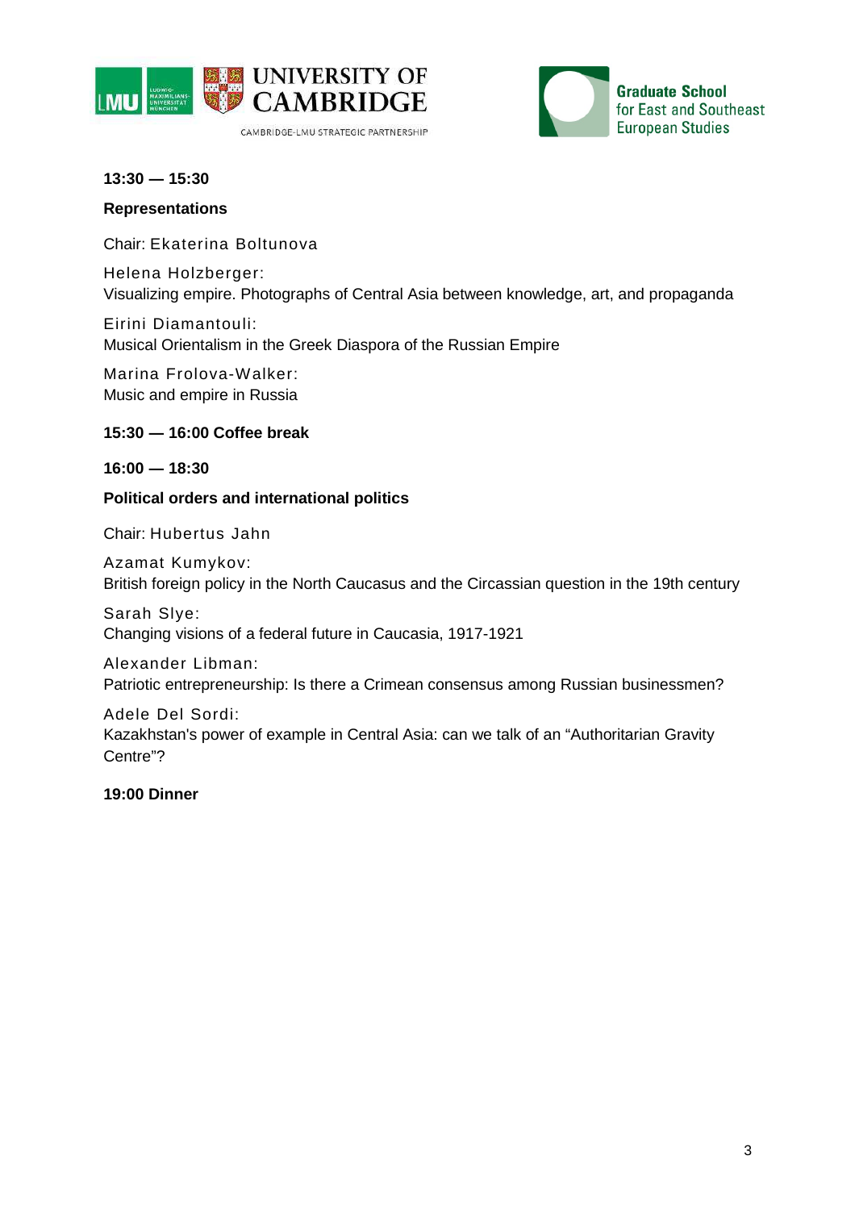**13:30 — 15:30**

**Representations**

Chair: Ekaterina Boltunova

Helena Holzberger:
Visualizing empire. Photographs of Central Asia between knowledge, art, and propaganda

Eirini Diamantouli:
Musical Orientalism in the Greek Diaspora of the Russian Empire

Marina Frolova-Walker:
Music and empire in Russia

**15:30 — 16:00 Coffee break**

**16:00 — 18:30**

**Political orders and international politics**

Chair: Hubertus Jahn

Azamat Kumykov:
British foreign policy in the North Caucasus and the Circassian question in the 19th century

Sarah Slye:
Changing visions of a federal future in Caucasia, 1917-1921

Alexander Libman:
Patriotic entrepreneurship: Is there a Crimean consensus among Russian businessmen?

Adele Del Sordi:
Kazakhstan's power of example in Central Asia: can we talk of an “Authoritarian Gravity Centre”?

**19:00 Dinner**